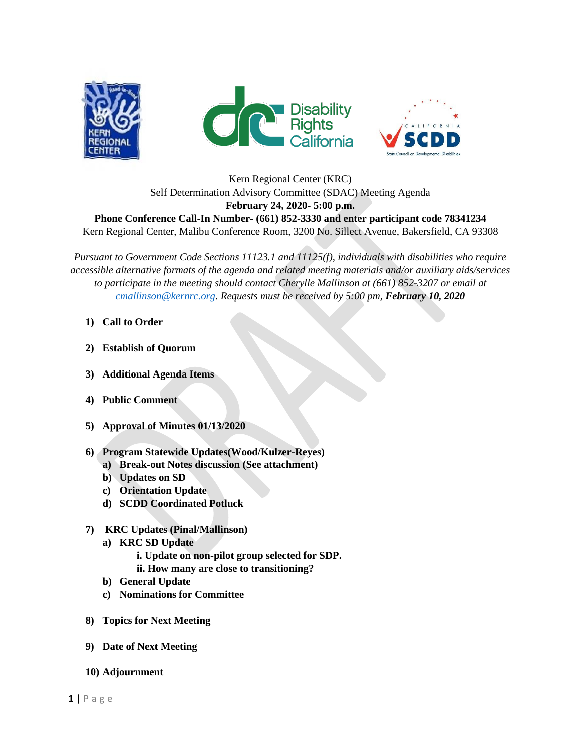Kern Regional Center (KRC)
Self Determination Advisory Committee (SDAC) Meeting Agenda
**February 24, 2020- 5:00 p.m.**
**Phone Conference Call-In Number- (661) 852-3330 and enter participant code 78341234**
Kern Regional Center, Malibu Conference Room, 3200 No. Sillect Avenue, Bakersfield, CA 93308

*Pursuant to Government Code Sections 11123.1 and 11125(f), individuals with disabilities who require accessible alternative formats of the agenda and related meeting materials and/or auxiliary aids/services to participate in the meeting should contact Cherylle Mallinson at (661) 852-3207 or email at cmallinson@kernrc.org. Requests must be received by 5:00 pm,* ***February 10, 2020***

1) **Call to Order**

2) **Establish of Quorum**

3) **Additional Agenda Items**

4) **Public Comment**

5) **Approval of Minutes 01/13/2020**

6) **Program Statewide Updates(Wood/Kulzer-Reyes)**
   a) **Break-out Notes discussion (See attachment)**
   b) **Updates on SD**
   c) **Orientation Update**
   d) **SCDD Coordinated Potluck**

7) **KRC Updates (Pinal/Mallinson)**
   a) **KRC SD Update**
      i. **Update on non-pilot group selected for SDP.**
      ii. **How many are close to transitioning?**
   b) **General Update**
   c) **Nominations for Committee**

8) **Topics for Next Meeting**

9) **Date of Next Meeting**

10) **Adjournment**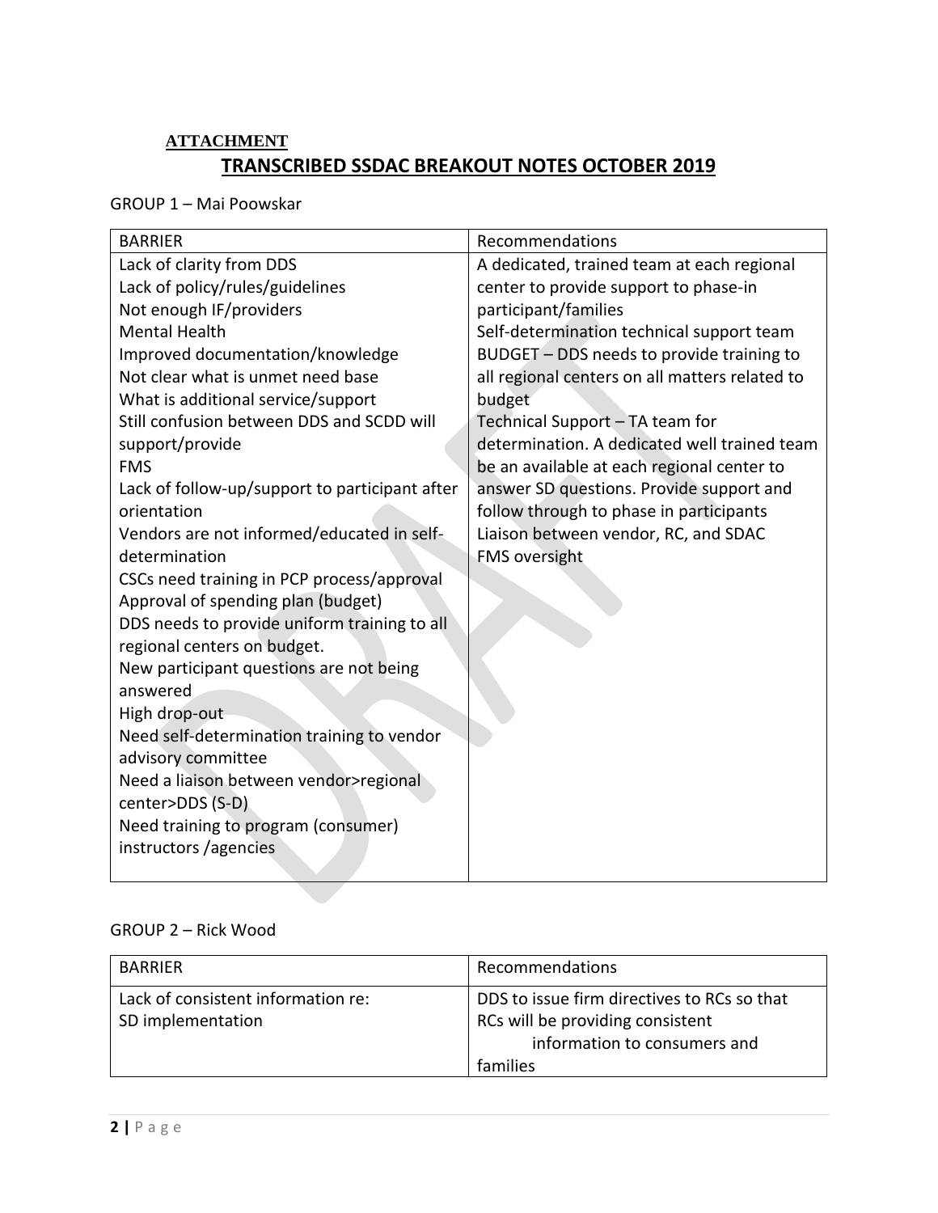**ATTACHMENT**

## TRANSCRIBED SSDAC BREAKOUT NOTES OCTOBER 2019

GROUP 1 – Mai Poowskar

| BARRIER | Recommendations |
| --- | --- |
| Lack of clarity from DDS<br>Lack of policy/rules/guidelines<br>Not enough IF/providers<br>Mental Health<br>Improved documentation/knowledge<br>Not clear what is unmet need base<br>What is additional service/support<br>Still confusion between DDS and SCDD will support/provide<br>FMS<br>Lack of follow-up/support to participant after orientation<br>Vendors are not informed/educated in self-determination<br>CSCs need training in PCP process/approval<br>Approval of spending plan (budget)<br>DDS needs to provide uniform training to all regional centers on budget.<br>New participant questions are not being answered<br>High drop-out<br>Need self-determination training to vendor advisory committee<br>Need a liaison between vendor>regional center>DDS (S-D)<br>Need training to program (consumer) instructors /agencies | A dedicated, trained team at each regional center to provide support to phase-in participant/families<br>Self-determination technical support team<br>BUDGET – DDS needs to provide training to all regional centers on all matters related to budget<br>Technical Support – TA team for determination. A dedicated well trained team be an available at each regional center to answer SD questions. Provide support and follow through to phase in participants<br>Liaison between vendor, RC, and SDAC<br>FMS oversight |

GROUP 2 – Rick Wood

| BARRIER | Recommendations |
| --- | --- |
| Lack of consistent information re: SD implementation | DDS to issue firm directives to RCs so that RCs will be providing consistent information to consumers and families |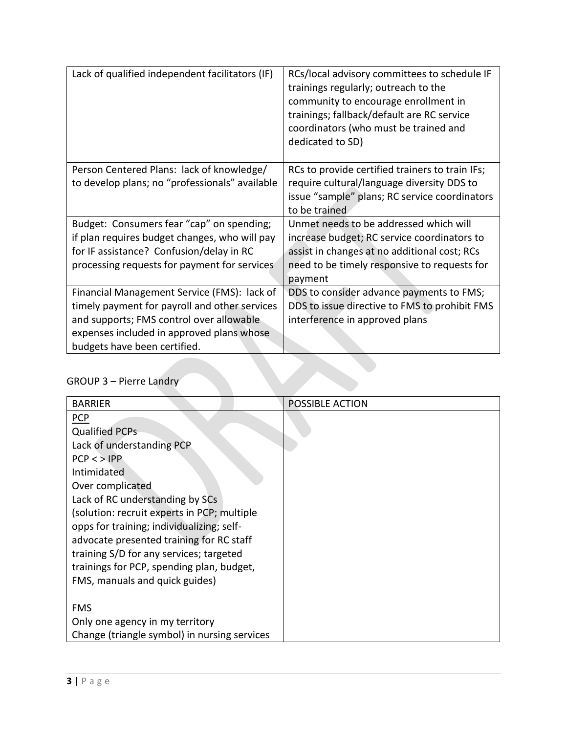| | |
|---|---|
| Lack of qualified independent facilitators (IF) | RCs/local advisory committees to schedule IF trainings regularly; outreach to the community to encourage enrollment in trainings; fallback/default are RC service coordinators (who must be trained and dedicated to SD) |
| Person Centered Plans: lack of knowledge/ to develop plans; no "professionals" available | RCs to provide certified trainers to train IFs; require cultural/language diversity DDS to issue "sample" plans; RC service coordinators to be trained |
| Budget: Consumers fear "cap" on spending; if plan requires budget changes, who will pay for IF assistance? Confusion/delay in RC processing requests for payment for services | Unmet needs to be addressed which will increase budget; RC service coordinators to assist in changes at no additional cost; RCs need to be timely responsive to requests for payment |
| Financial Management Service (FMS): lack of timely payment for payroll and other services and supports; FMS control over allowable expenses included in approved plans whose budgets have been certified. | DDS to consider advance payments to FMS; DDS to issue directive to FMS to prohibit FMS interference in approved plans |

GROUP 3 – Pierre Landry

| BARRIER | POSSIBLE ACTION |
|---|---|
| <u>PCP</u><br>Qualified PCPs<br>Lack of understanding PCP<br>PCP < > IPP<br>Intimidated<br>Over complicated<br>Lack of RC understanding by SCs<br>(solution: recruit experts in PCP; multiple opps for training; individualizing; self-advocate presented training for RC staff training S/D for any services; targeted trainings for PCP, spending plan, budget, FMS, manuals and quick guides)<br><br><u>FMS</u><br>Only one agency in my territory<br>Change (triangle symbol) in nursing services | |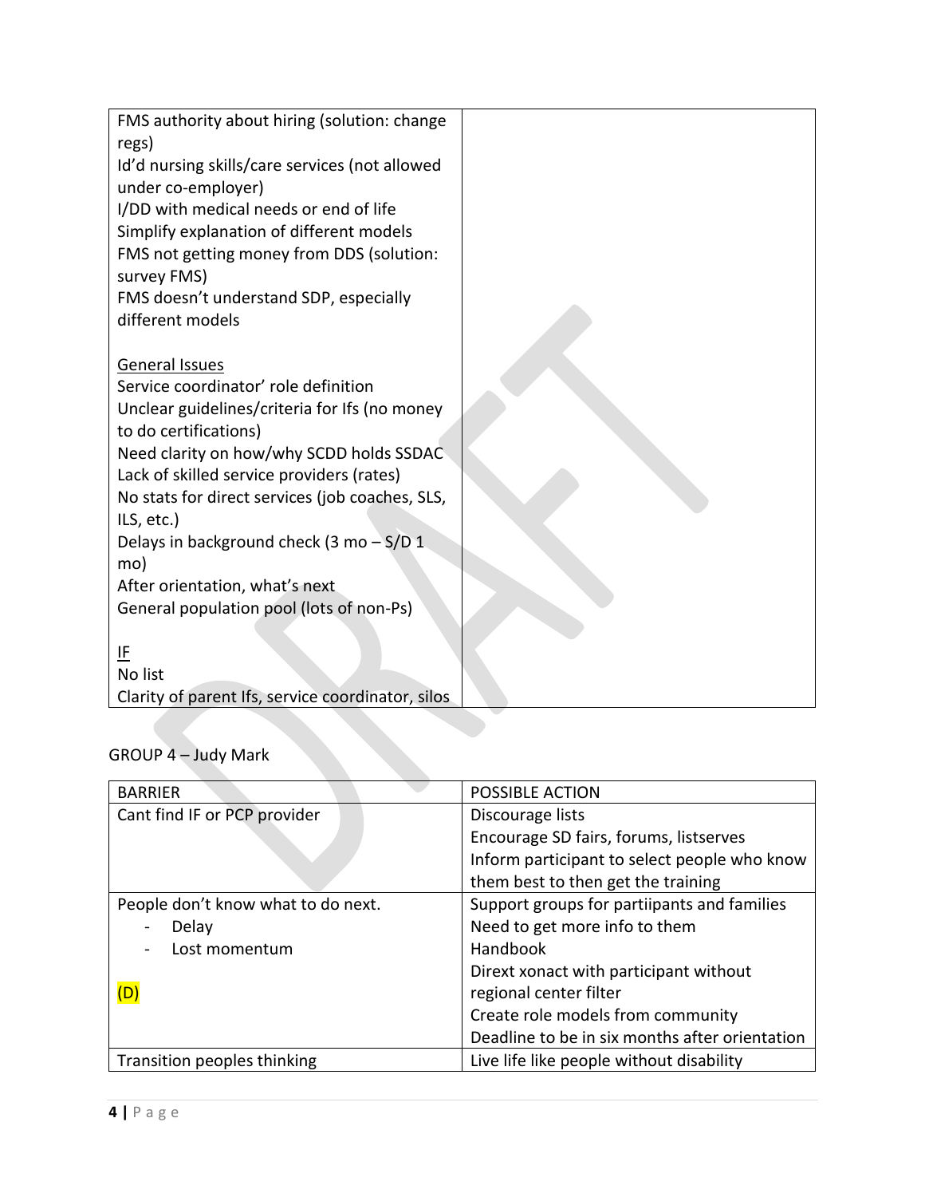| | |
|---|---|
| FMS authority about hiring (solution: change regs)<br>Id'd nursing skills/care services (not allowed under co-employer)<br>I/DD with medical needs or end of life<br>Simplify explanation of different models<br>FMS not getting money from DDS (solution: survey FMS)<br>FMS doesn't understand SDP, especially different models<br><br><u>General Issues</u><br>Service coordinator' role definition<br>Unclear guidelines/criteria for Ifs (no money to do certifications)<br>Need clarity on how/why SCDD holds SSDAC<br>Lack of skilled service providers (rates)<br>No stats for direct services (job coaches, SLS, ILS, etc.)<br>Delays in background check (3 mo – S/D 1 mo)<br>After orientation, what's next<br>General population pool (lots of non-Ps)<br><br><u>IF</u><br>No list<br>Clarity of parent Ifs, service coordinator, silos | |

GROUP 4 – Judy Mark

| BARRIER | POSSIBLE ACTION |
|---|---|
| Cant find IF or PCP provider | Discourage lists<br>Encourage SD fairs, forums, listserves<br>Inform participant to select people who know them best to then get the training |
| People don't know what to do next.<br>- Delay<br>- Lost momentum<br><br>(D) | Support groups for partiipants and families<br>Need to get more info to them<br>Handbook<br>Dirext xonact with participant without regional center filter<br>Create role models from community<br>Deadline to be in six months after orientation |
| Transition peoples thinking | Live life like people without disability |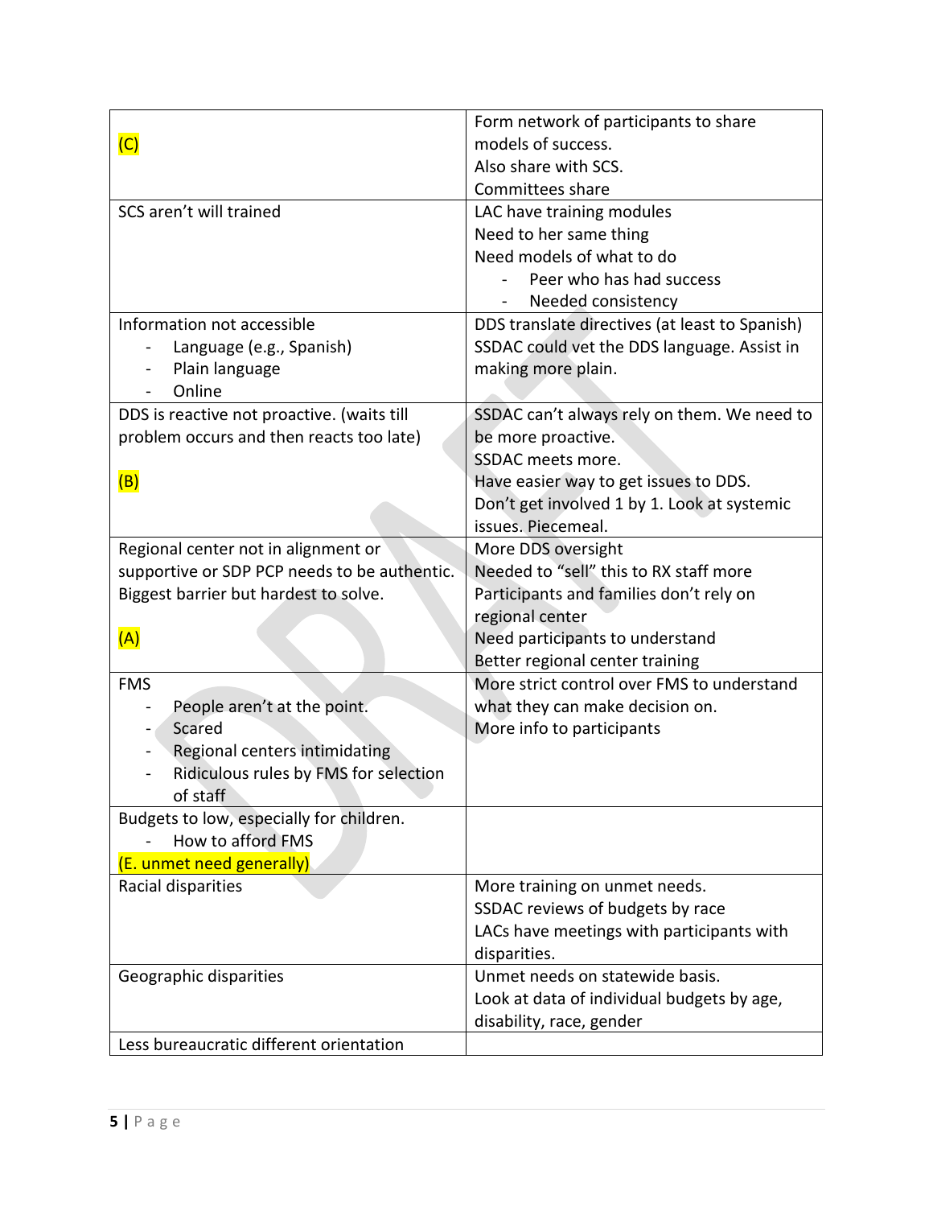| | |
|---|---|
| (C) | Form network of participants to share models of success.<br>Also share with SCS.<br>Committees share |
| SCS aren't will trained | LAC have training modules<br>Need to her same thing<br>Need models of what to do<br>- Peer who has had success<br>- Needed consistency |
| Information not accessible<br>- Language (e.g., Spanish)<br>- Plain language<br>- Online | DDS translate directives (at least to Spanish)<br>SSDAC could vet the DDS language. Assist in making more plain. |
| DDS is reactive not proactive. (waits till problem occurs and then reacts too late)<br><br>(B) | SSDAC can't always rely on them. We need to be more proactive.<br>SSDAC meets more.<br>Have easier way to get issues to DDS.<br>Don't get involved 1 by 1. Look at systemic issues. Piecemeal. |
| Regional center not in alignment or supportive or SDP PCP needs to be authentic. Biggest barrier but hardest to solve.<br><br>(A) | More DDS oversight<br>Needed to "sell" this to RX staff more<br>Participants and families don't rely on regional center<br>Need participants to understand<br>Better regional center training |
| FMS<br>- People aren't at the point.<br>- Scared<br>- Regional centers intimidating<br>- Ridiculous rules by FMS for selection of staff | More strict control over FMS to understand what they can make decision on.<br>More info to participants |
| Budgets to low, especially for children.<br>- How to afford FMS<br>(E. unmet need generally) | |
| Racial disparities | More training on unmet needs.<br>SSDAC reviews of budgets by race<br>LACs have meetings with participants with disparities. |
| Geographic disparities | Unmet needs on statewide basis.<br>Look at data of individual budgets by age, disability, race, gender |
| Less bureaucratic different orientation | |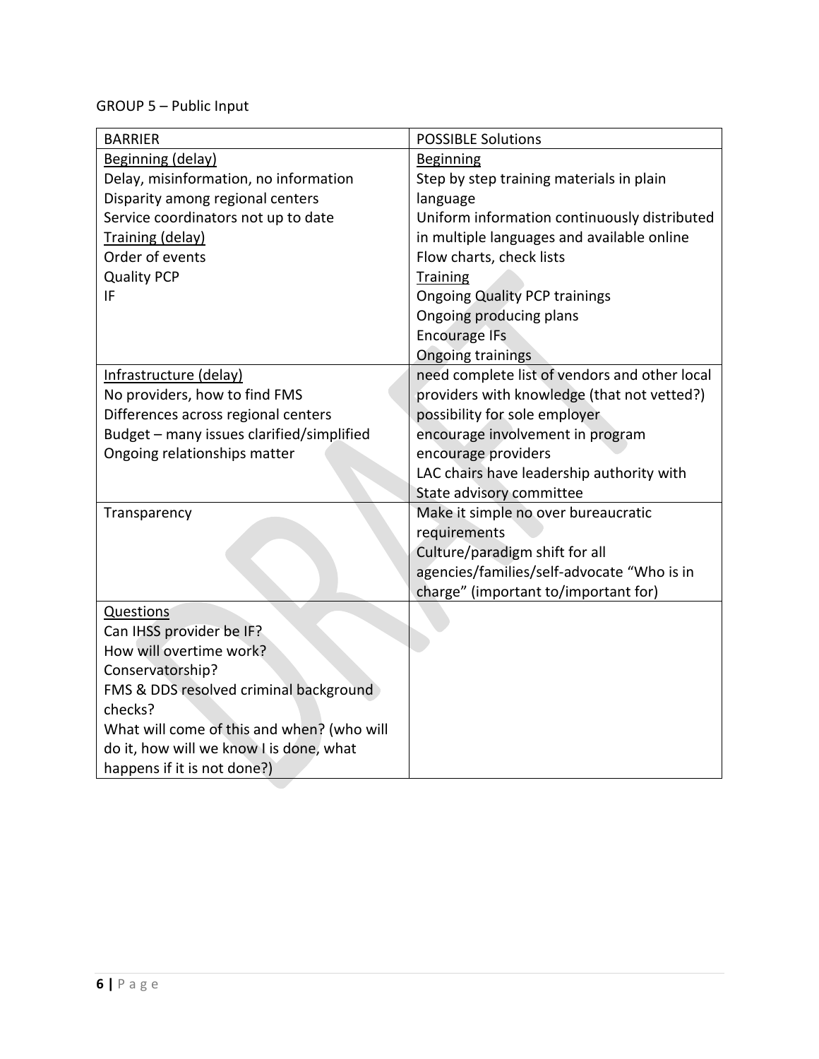GROUP 5 – Public Input

| BARRIER | POSSIBLE Solutions |
| --- | --- |
| <u>Beginning (delay)</u><br>Delay, misinformation, no information<br>Disparity among regional centers<br>Service coordinators not up to date<br><u>Training (delay)</u><br>Order of events<br>Quality PCP<br>IF | <u>Beginning</u><br>Step by step training materials in plain language<br>Uniform information continuously distributed in multiple languages and available online<br>Flow charts, check lists<br><u>Training</u><br>Ongoing Quality PCP trainings<br>Ongoing producing plans<br>Encourage IFs<br>Ongoing trainings |
| <u>Infrastructure (delay)</u><br>No providers, how to find FMS<br>Differences across regional centers<br>Budget – many issues clarified/simplified<br>Ongoing relationships matter | need complete list of vendors and other local providers with knowledge (that not vetted?)<br>possibility for sole employer<br>encourage involvement in program<br>encourage providers<br>LAC chairs have leadership authority with State advisory committee |
| Transparency | Make it simple no over bureaucratic requirements<br>Culture/paradigm shift for all agencies/families/self-advocate "Who is in charge" (important to/important for) |
| <u>Questions</u><br>Can IHSS provider be IF?<br>How will overtime work?<br>Conservatorship?<br>FMS & DDS resolved criminal background checks?<br>What will come of this and when? (who will do it, how will we know I is done, what happens if it is not done?) | |